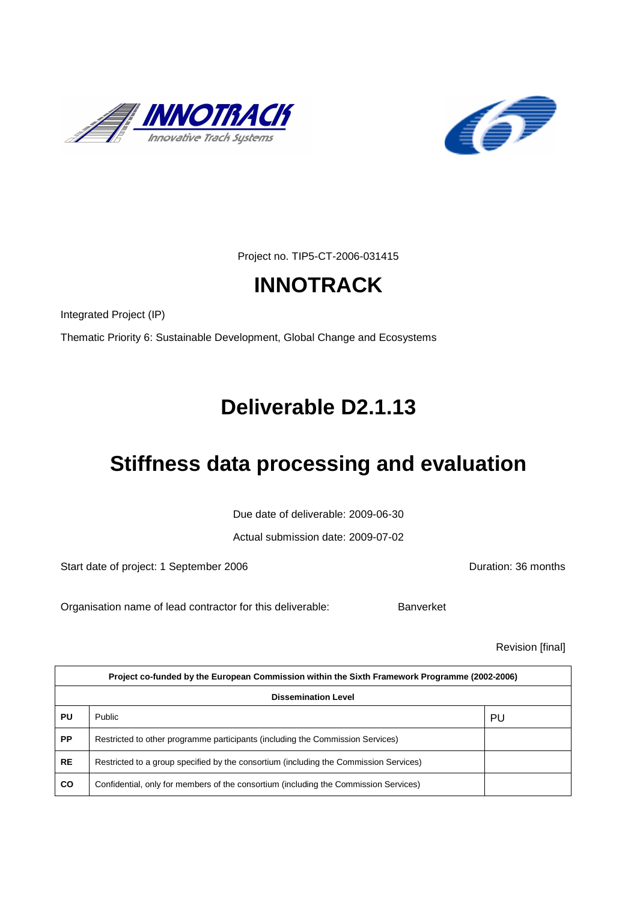Project no. TIP5-CT-2006-031415

# INNOTRACK

Integrated Project (IP)

Thematic Priority 6: Sustainable Development, Global Change and Ecosystems

# Deliverable D2.1.13

# Stiffness data processing and evaluation

Due date of deliverable: 2009-06-30

Actual submission date: 2009-07-02

Start date of project: 1 September 2006 Duration: 36 months

Organisation name of lead contractor for this deliverable: Banverket

Revision [final]

| Project co-funded by the European Commission within the Sixth Framework Programme (2002-2006) | | |
|---|---|---|
| **Dissemination Level** | | |
| **PU** | Public | PU |
| **PP** | Restricted to other programme participants (including the Commission Services) | |
| **RE** | Restricted to a group specified by the consortium (including the Commission Services) | |
| **CO** | Confidential, only for members of the consortium (including the Commission Services) | |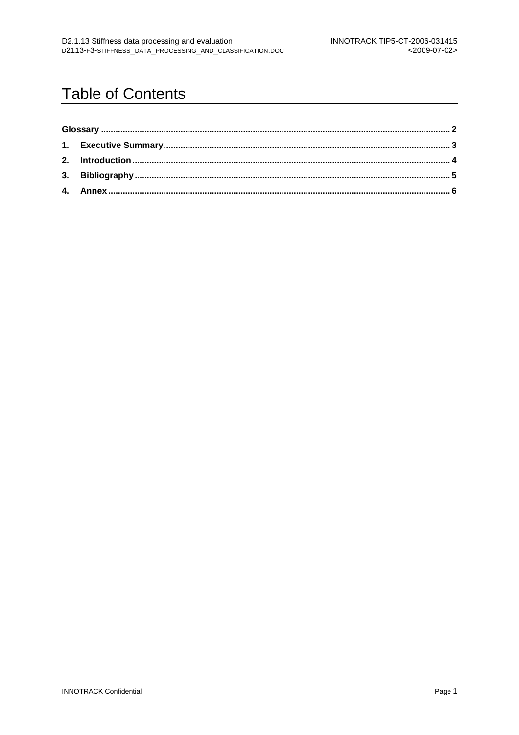# Table of Contents

**Glossary** .................................................................................................................................... **2**

**1. Executive Summary** ................................................................................................................. **3**

**2. Introduction** ............................................................................................................................. **4**

**3. Bibliography** ............................................................................................................................ **5**

**4. Annex** ....................................................................................................................................... **6**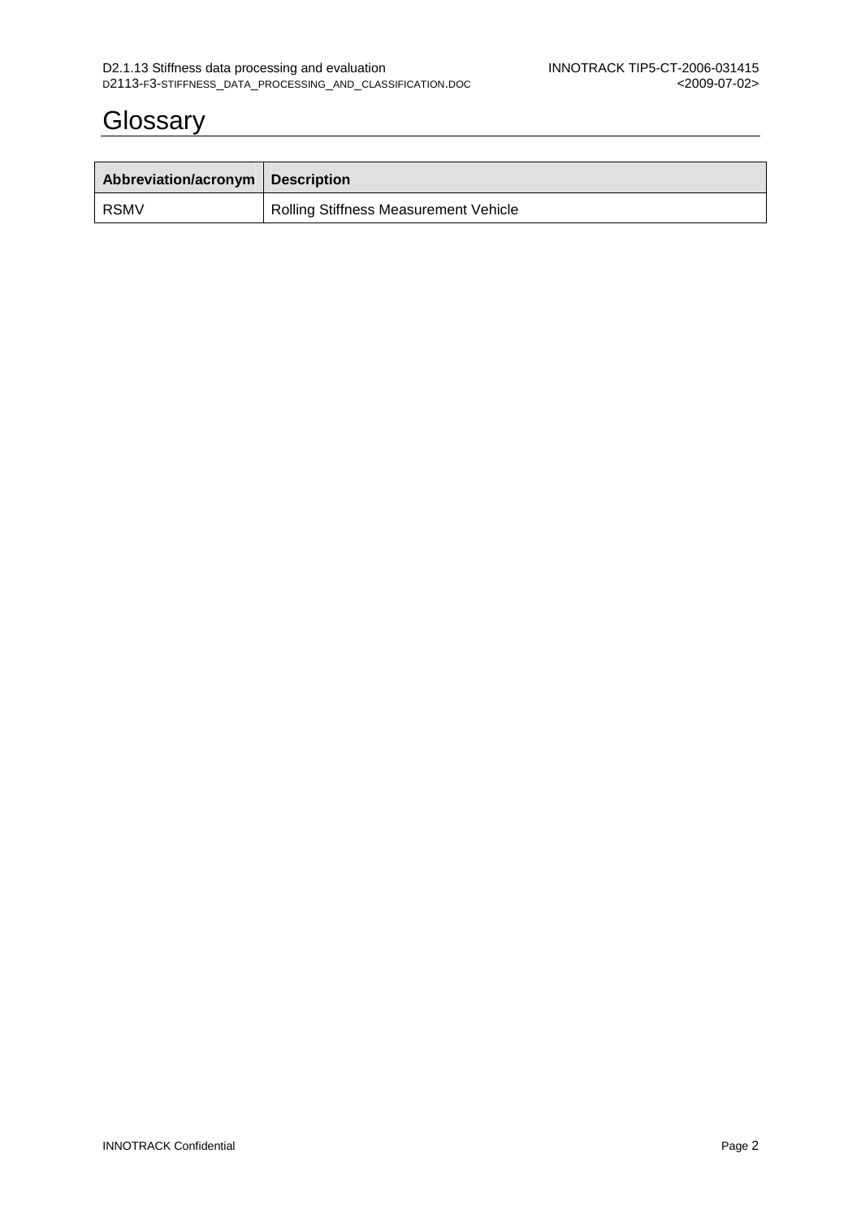# Glossary

| Abbreviation/acronym | Description |
|---|---|
| RSMV | Rolling Stiffness Measurement Vehicle |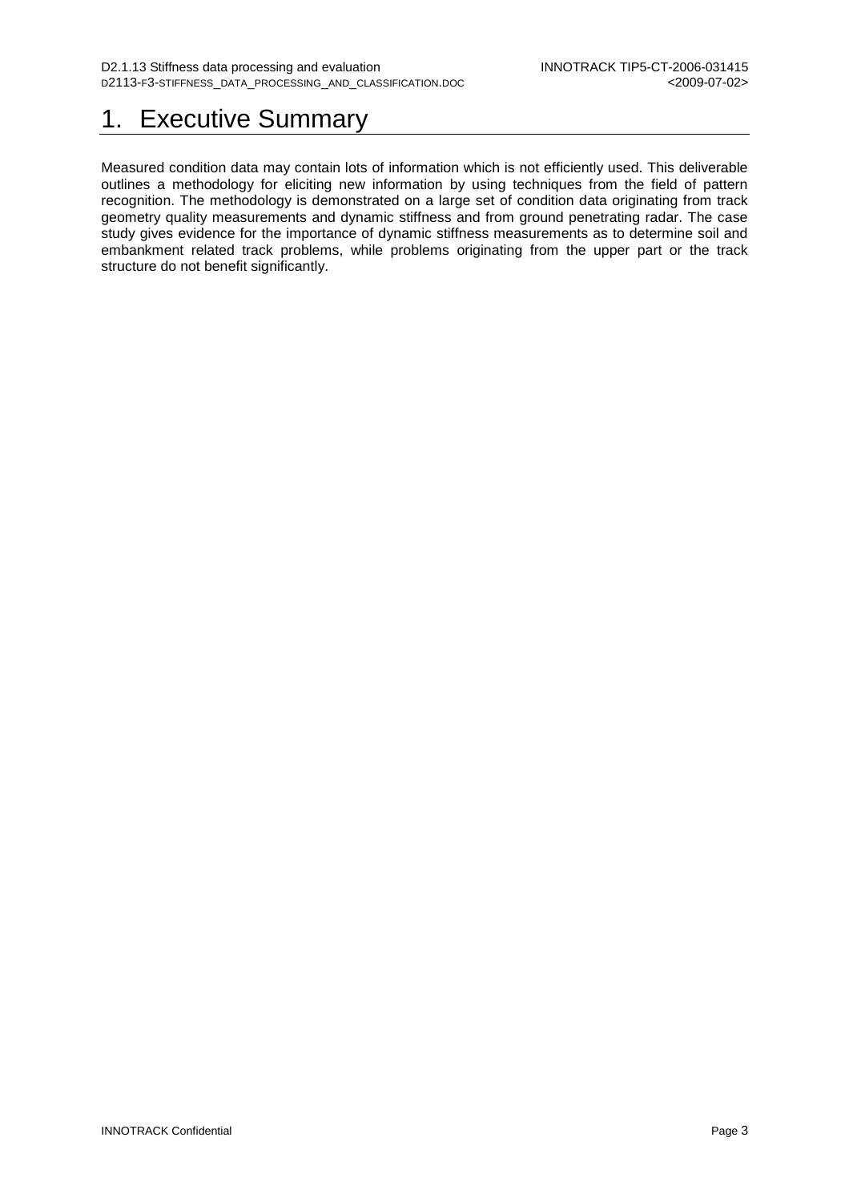# 1. Executive Summary

Measured condition data may contain lots of information which is not efficiently used. This deliverable outlines a methodology for eliciting new information by using techniques from the field of pattern recognition. The methodology is demonstrated on a large set of condition data originating from track geometry quality measurements and dynamic stiffness and from ground penetrating radar. The case study gives evidence for the importance of dynamic stiffness measurements as to determine soil and embankment related track problems, while problems originating from the upper part or the track structure do not benefit significantly.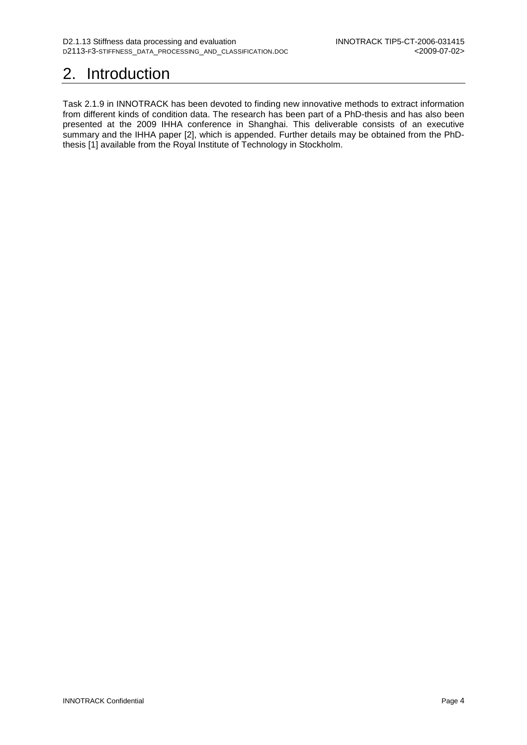# 2. Introduction

Task 2.1.9 in INNOTRACK has been devoted to finding new innovative methods to extract information from different kinds of condition data. The research has been part of a PhD-thesis and has also been presented at the 2009 IHHA conference in Shanghai. This deliverable consists of an executive summary and the IHHA paper [2], which is appended. Further details may be obtained from the PhD-thesis [1] available from the Royal Institute of Technology in Stockholm.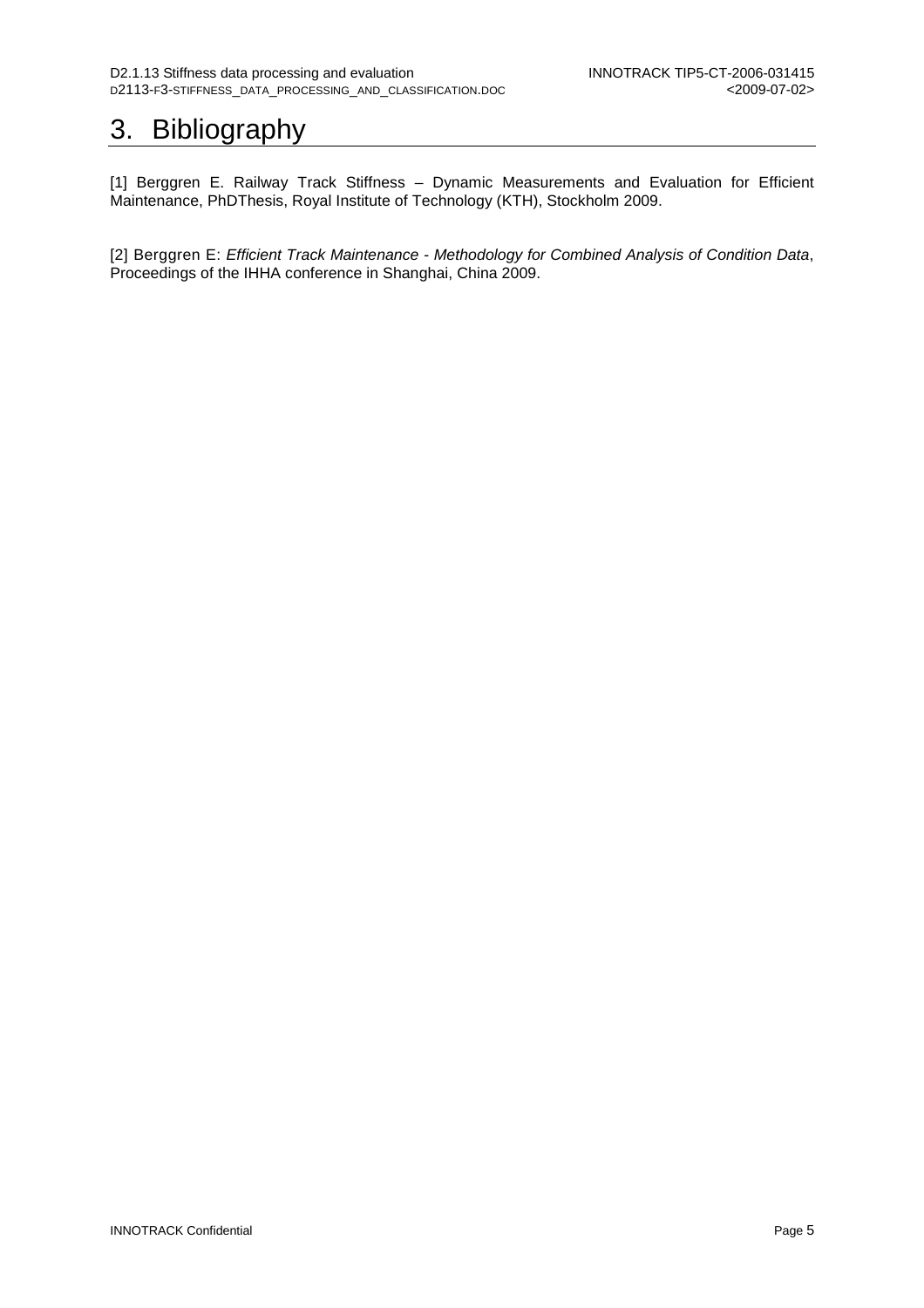# 3. Bibliography

[1] Berggren E. Railway Track Stiffness – Dynamic Measurements and Evaluation for Efficient Maintenance, PhDThesis, Royal Institute of Technology (KTH), Stockholm 2009.

[2] Berggren E: *Efficient Track Maintenance - Methodology for Combined Analysis of Condition Data*, Proceedings of the IHHA conference in Shanghai, China 2009.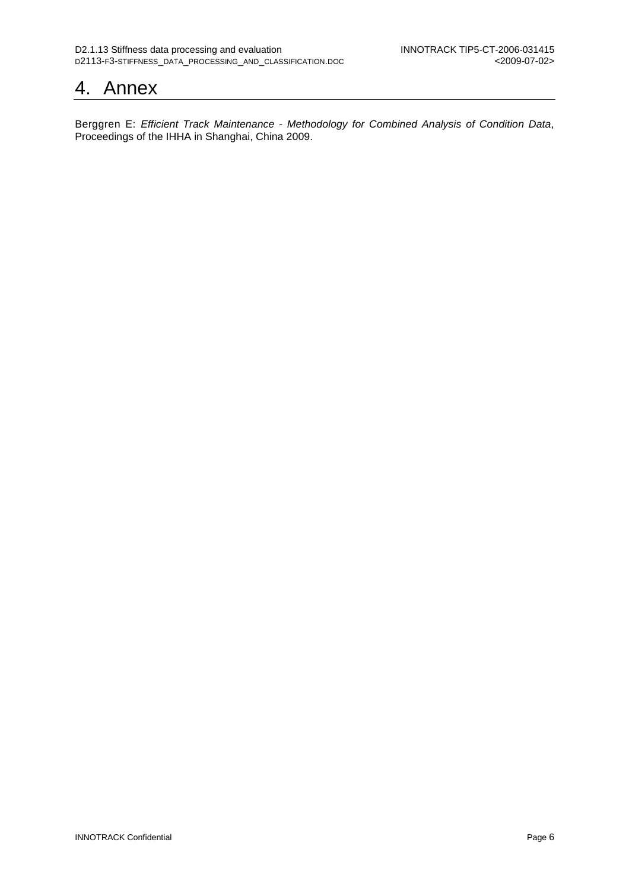# 4. Annex

Berggren E: *Efficient Track Maintenance - Methodology for Combined Analysis of Condition Data*, Proceedings of the IHHA in Shanghai, China 2009.